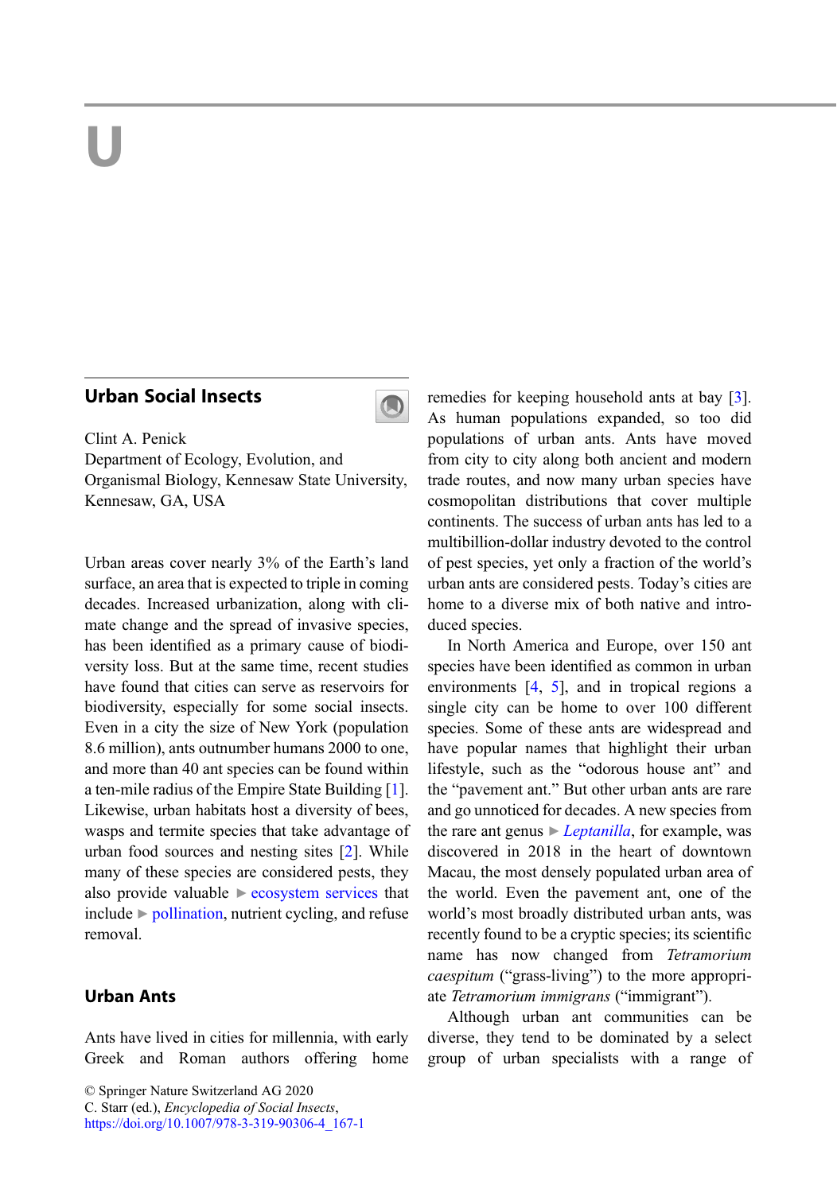# U

## Urban Social Insects

Clint A. Penick
Department of Ecology, Evolution, and Organismal Biology, Kennesaw State University, Kennesaw, GA, USA

Urban areas cover nearly 3% of the Earth's land surface, an area that is expected to triple in coming decades. Increased urbanization, along with climate change and the spread of invasive species, has been identified as a primary cause of biodiversity loss. But at the same time, recent studies have found that cities can serve as reservoirs for biodiversity, especially for some social insects. Even in a city the size of New York (population 8.6 million), ants outnumber humans 2000 to one, and more than 40 ant species can be found within a ten-mile radius of the Empire State Building [1]. Likewise, urban habitats host a diversity of bees, wasps and termite species that take advantage of urban food sources and nesting sites [2]. While many of these species are considered pests, they also provide valuable ► ecosystem services that include ► pollination, nutrient cycling, and refuse removal.

### Urban Ants

Ants have lived in cities for millennia, with early Greek and Roman authors offering home remedies for keeping household ants at bay [3]. As human populations expanded, so too did populations of urban ants. Ants have moved from city to city along both ancient and modern trade routes, and now many urban species have cosmopolitan distributions that cover multiple continents. The success of urban ants has led to a multibillion-dollar industry devoted to the control of pest species, yet only a fraction of the world's urban ants are considered pests. Today's cities are home to a diverse mix of both native and introduced species.

In North America and Europe, over 150 ant species have been identified as common in urban environments [4, 5], and in tropical regions a single city can be home to over 100 different species. Some of these ants are widespread and have popular names that highlight their urban lifestyle, such as the "odorous house ant" and the "pavement ant." But other urban ants are rare and go unnoticed for decades. A new species from the rare ant genus ► *Leptanilla*, for example, was discovered in 2018 in the heart of downtown Macau, the most densely populated urban area of the world. Even the pavement ant, one of the world's most broadly distributed urban ants, was recently found to be a cryptic species; its scientific name has now changed from *Tetramorium caespitum* ("grass-living") to the more appropriate *Tetramorium immigrans* ("immigrant").

Although urban ant communities can be diverse, they tend to be dominated by a select group of urban specialists with a range of

© Springer Nature Switzerland AG 2020
C. Starr (ed.), *Encyclopedia of Social Insects*,
https://doi.org/10.1007/978-3-319-90306-4_167-1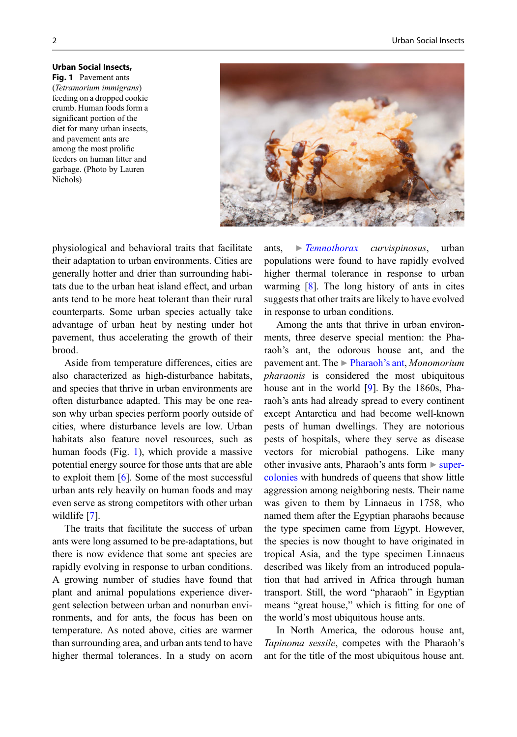**Urban Social Insects, Fig. 1** Pavement ants (*Tetramorium immigrans*) feeding on a dropped cookie crumb. Human foods form a significant portion of the diet for many urban insects, and pavement ants are among the most prolific feeders on human litter and garbage. (Photo by Lauren Nichols)

physiological and behavioral traits that facilitate their adaptation to urban environments. Cities are generally hotter and drier than surrounding habitats due to the urban heat island effect, and urban ants tend to be more heat tolerant than their rural counterparts. Some urban species actually take advantage of urban heat by nesting under hot pavement, thus accelerating the growth of their brood.

Aside from temperature differences, cities are also characterized as high-disturbance habitats, and species that thrive in urban environments are often disturbance adapted. This may be one reason why urban species perform poorly outside of cities, where disturbance levels are low. Urban habitats also feature novel resources, such as human foods (Fig. 1), which provide a massive potential energy source for those ants that are able to exploit them [6]. Some of the most successful urban ants rely heavily on human foods and may even serve as strong competitors with other urban wildlife [7].

The traits that facilitate the success of urban ants were long assumed to be pre-adaptations, but there is now evidence that some ant species are rapidly evolving in response to urban conditions. A growing number of studies have found that plant and animal populations experience divergent selection between urban and nonurban environments, and for ants, the focus has been on temperature. As noted above, cities are warmer than surrounding area, and urban ants tend to have higher thermal tolerances. In a study on acorn ants, ▶ *Temnothorax curvispinosus*, urban populations were found to have rapidly evolved higher thermal tolerance in response to urban warming [8]. The long history of ants in cites suggests that other traits are likely to have evolved in response to urban conditions.

Among the ants that thrive in urban environments, three deserve special mention: the Pharaoh's ant, the odorous house ant, and the pavement ant. The ▶ Pharaoh's ant, *Monomorium pharaonis* is considered the most ubiquitous house ant in the world [9]. By the 1860s, Pharaoh's ants had already spread to every continent except Antarctica and had become well-known pests of human dwellings. They are notorious pests of hospitals, where they serve as disease vectors for microbial pathogens. Like many other invasive ants, Pharaoh's ants form ▶ supercolonies with hundreds of queens that show little aggression among neighboring nests. Their name was given to them by Linnaeus in 1758, who named them after the Egyptian pharaohs because the type specimen came from Egypt. However, the species is now thought to have originated in tropical Asia, and the type specimen Linnaeus described was likely from an introduced population that had arrived in Africa through human transport. Still, the word "pharaoh" in Egyptian means "great house," which is fitting for one of the world's most ubiquitous house ants.

In North America, the odorous house ant, *Tapinoma sessile*, competes with the Pharaoh's ant for the title of the most ubiquitous house ant.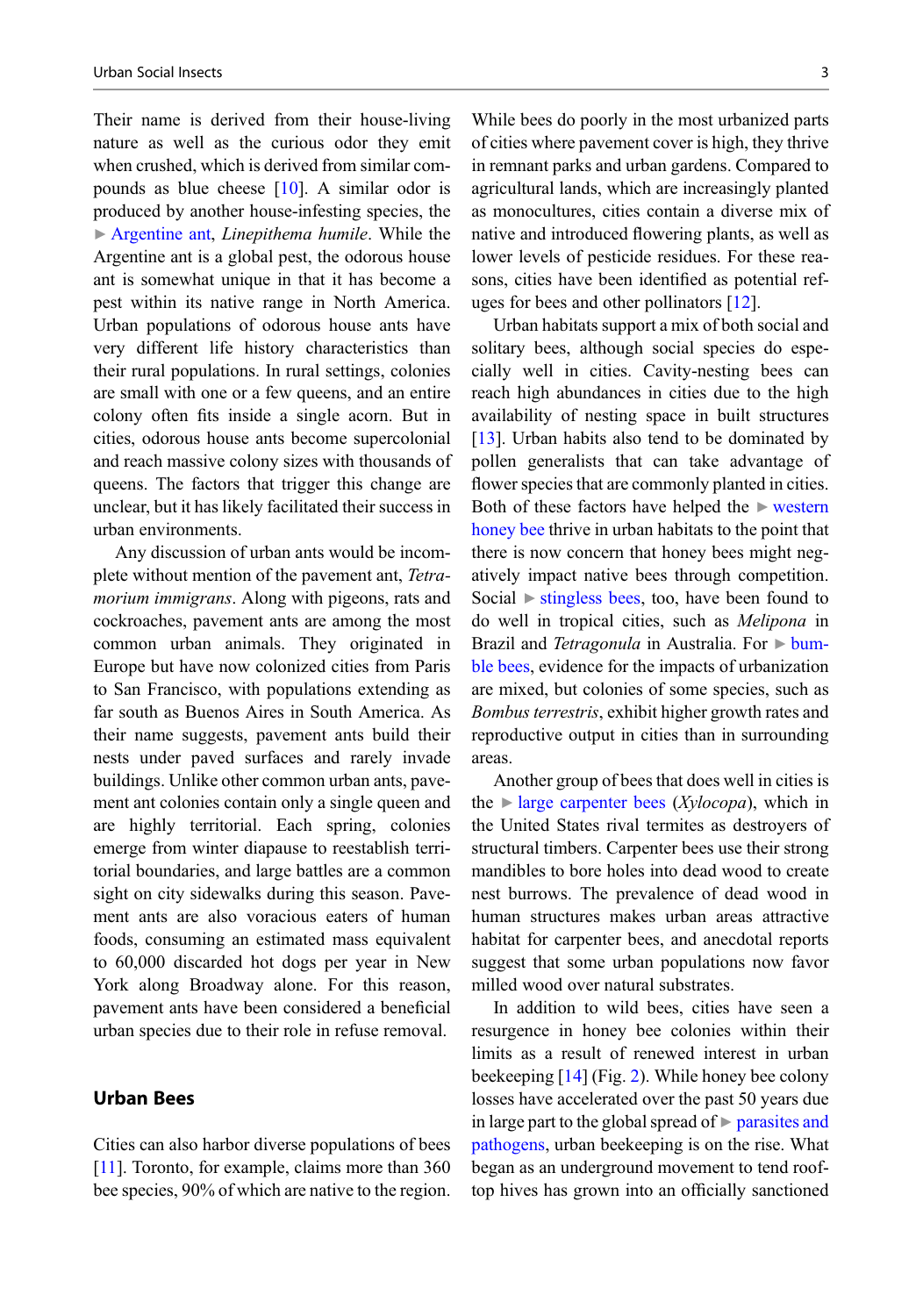Their name is derived from their house-living nature as well as the curious odor they emit when crushed, which is derived from similar compounds as blue cheese [10]. A similar odor is produced by another house-infesting species, the ► Argentine ant, *Linepithema humile*. While the Argentine ant is a global pest, the odorous house ant is somewhat unique in that it has become a pest within its native range in North America. Urban populations of odorous house ants have very different life history characteristics than their rural populations. In rural settings, colonies are small with one or a few queens, and an entire colony often fits inside a single acorn. But in cities, odorous house ants become supercolonial and reach massive colony sizes with thousands of queens. The factors that trigger this change are unclear, but it has likely facilitated their success in urban environments.

Any discussion of urban ants would be incomplete without mention of the pavement ant, *Tetramorium immigrans*. Along with pigeons, rats and cockroaches, pavement ants are among the most common urban animals. They originated in Europe but have now colonized cities from Paris to San Francisco, with populations extending as far south as Buenos Aires in South America. As their name suggests, pavement ants build their nests under paved surfaces and rarely invade buildings. Unlike other common urban ants, pavement ant colonies contain only a single queen and are highly territorial. Each spring, colonies emerge from winter diapause to reestablish territorial boundaries, and large battles are a common sight on city sidewalks during this season. Pavement ants are also voracious eaters of human foods, consuming an estimated mass equivalent to 60,000 discarded hot dogs per year in New York along Broadway alone. For this reason, pavement ants have been considered a beneficial urban species due to their role in refuse removal.

## Urban Bees

Cities can also harbor diverse populations of bees [11]. Toronto, for example, claims more than 360 bee species, 90% of which are native to the region. While bees do poorly in the most urbanized parts of cities where pavement cover is high, they thrive in remnant parks and urban gardens. Compared to agricultural lands, which are increasingly planted as monocultures, cities contain a diverse mix of native and introduced flowering plants, as well as lower levels of pesticide residues. For these reasons, cities have been identified as potential refuges for bees and other pollinators [12].

Urban habitats support a mix of both social and solitary bees, although social species do especially well in cities. Cavity-nesting bees can reach high abundances in cities due to the high availability of nesting space in built structures [13]. Urban habits also tend to be dominated by pollen generalists that can take advantage of flower species that are commonly planted in cities. Both of these factors have helped the ► western honey bee thrive in urban habitats to the point that there is now concern that honey bees might negatively impact native bees through competition. Social ► stingless bees, too, have been found to do well in tropical cities, such as *Melipona* in Brazil and *Tetragonula* in Australia. For ► bumble bees, evidence for the impacts of urbanization are mixed, but colonies of some species, such as *Bombus terrestris*, exhibit higher growth rates and reproductive output in cities than in surrounding areas.

Another group of bees that does well in cities is the ► large carpenter bees (*Xylocopa*), which in the United States rival termites as destroyers of structural timbers. Carpenter bees use their strong mandibles to bore holes into dead wood to create nest burrows. The prevalence of dead wood in human structures makes urban areas attractive habitat for carpenter bees, and anecdotal reports suggest that some urban populations now favor milled wood over natural substrates.

In addition to wild bees, cities have seen a resurgence in honey bee colonies within their limits as a result of renewed interest in urban beekeeping [14] (Fig. 2). While honey bee colony losses have accelerated over the past 50 years due in large part to the global spread of ► parasites and pathogens, urban beekeeping is on the rise. What began as an underground movement to tend rooftop hives has grown into an officially sanctioned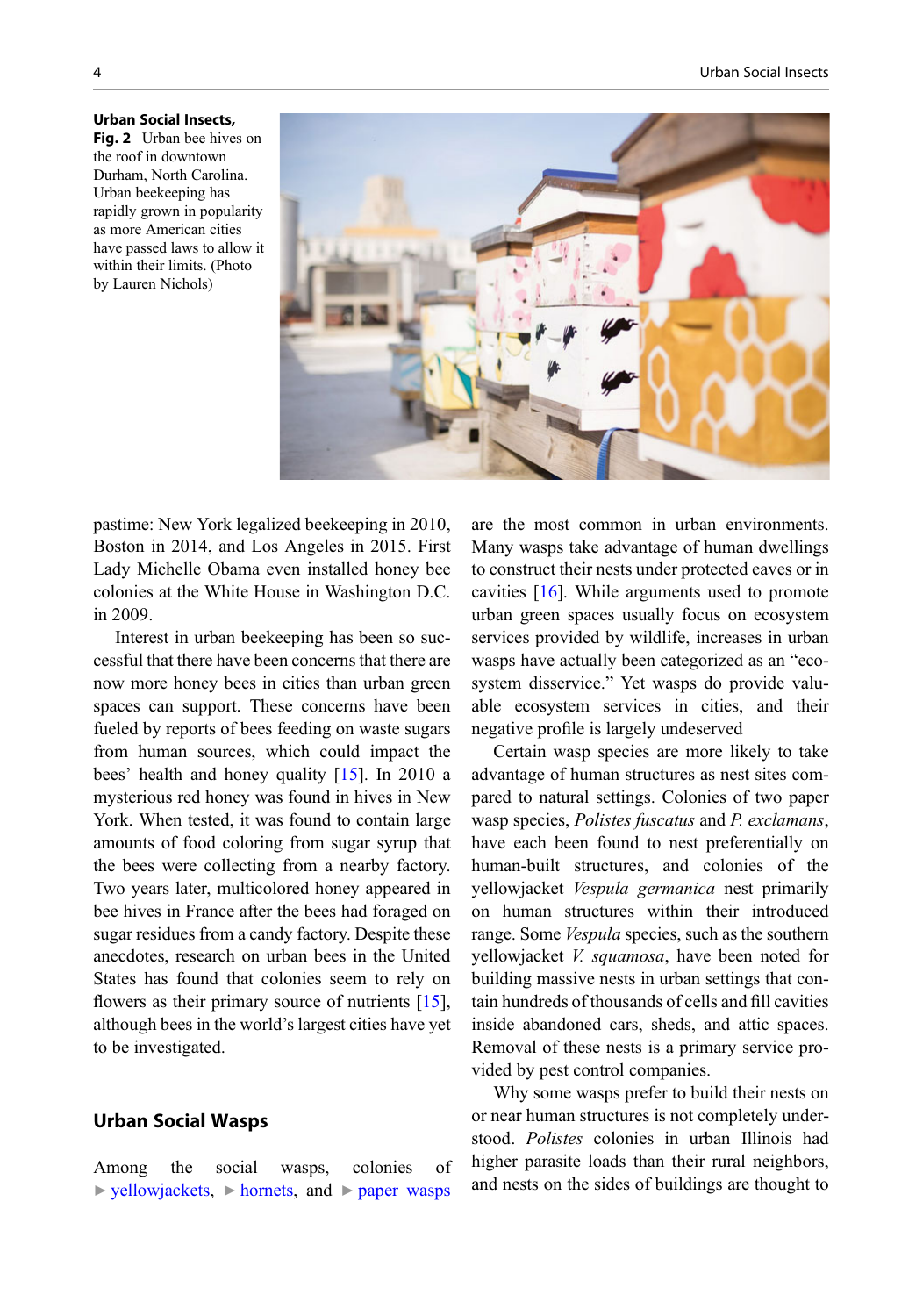**Urban Social Insects, Fig. 2** Urban bee hives on the roof in downtown Durham, North Carolina. Urban beekeeping has rapidly grown in popularity as more American cities have passed laws to allow it within their limits. (Photo by Lauren Nichols)

pastime: New York legalized beekeeping in 2010, Boston in 2014, and Los Angeles in 2015. First Lady Michelle Obama even installed honey bee colonies at the White House in Washington D.C. in 2009.

Interest in urban beekeeping has been so successful that there have been concerns that there are now more honey bees in cities than urban green spaces can support. These concerns have been fueled by reports of bees feeding on waste sugars from human sources, which could impact the bees' health and honey quality [15]. In 2010 a mysterious red honey was found in hives in New York. When tested, it was found to contain large amounts of food coloring from sugar syrup that the bees were collecting from a nearby factory. Two years later, multicolored honey appeared in bee hives in France after the bees had foraged on sugar residues from a candy factory. Despite these anecdotes, research on urban bees in the United States has found that colonies seem to rely on flowers as their primary source of nutrients [15], although bees in the world's largest cities have yet to be investigated.

## Urban Social Wasps

Among the social wasps, colonies of ► yellowjackets, ► hornets, and ► paper wasps are the most common in urban environments. Many wasps take advantage of human dwellings to construct their nests under protected eaves or in cavities [16]. While arguments used to promote urban green spaces usually focus on ecosystem services provided by wildlife, increases in urban wasps have actually been categorized as an "ecosystem disservice." Yet wasps do provide valuable ecosystem services in cities, and their negative profile is largely undeserved

Certain wasp species are more likely to take advantage of human structures as nest sites compared to natural settings. Colonies of two paper wasp species, *Polistes fuscatus* and *P. exclamans*, have each been found to nest preferentially on human-built structures, and colonies of the yellowjacket *Vespula germanica* nest primarily on human structures within their introduced range. Some *Vespula* species, such as the southern yellowjacket *V. squamosa*, have been noted for building massive nests in urban settings that contain hundreds of thousands of cells and fill cavities inside abandoned cars, sheds, and attic spaces. Removal of these nests is a primary service provided by pest control companies.

Why some wasps prefer to build their nests on or near human structures is not completely understood. *Polistes* colonies in urban Illinois had higher parasite loads than their rural neighbors, and nests on the sides of buildings are thought to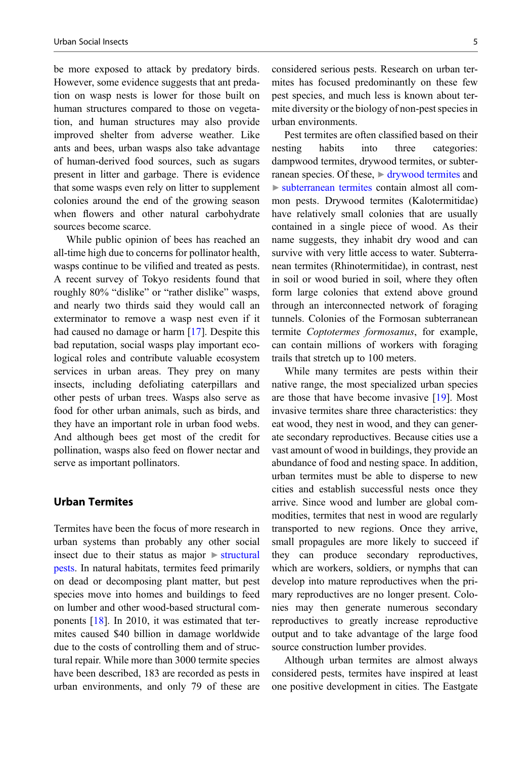be more exposed to attack by predatory birds. However, some evidence suggests that ant predation on wasp nests is lower for those built on human structures compared to those on vegetation, and human structures may also provide improved shelter from adverse weather. Like ants and bees, urban wasps also take advantage of human-derived food sources, such as sugars present in litter and garbage. There is evidence that some wasps even rely on litter to supplement colonies around the end of the growing season when flowers and other natural carbohydrate sources become scarce.

While public opinion of bees has reached an all-time high due to concerns for pollinator health, wasps continue to be vilified and treated as pests. A recent survey of Tokyo residents found that roughly 80% "dislike" or "rather dislike" wasps, and nearly two thirds said they would call an exterminator to remove a wasp nest even if it had caused no damage or harm [17]. Despite this bad reputation, social wasps play important ecological roles and contribute valuable ecosystem services in urban areas. They prey on many insects, including defoliating caterpillars and other pests of urban trees. Wasps also serve as food for other urban animals, such as birds, and they have an important role in urban food webs. And although bees get most of the credit for pollination, wasps also feed on flower nectar and serve as important pollinators.

## Urban Termites

Termites have been the focus of more research in urban systems than probably any other social insect due to their status as major ► structural pests. In natural habitats, termites feed primarily on dead or decomposing plant matter, but pest species move into homes and buildings to feed on lumber and other wood-based structural components [18]. In 2010, it was estimated that termites caused $40 billion in damage worldwide due to the costs of controlling them and of structural repair. While more than 3000 termite species have been described, 183 are recorded as pests in urban environments, and only 79 of these are considered serious pests. Research on urban termites has focused predominantly on these few pest species, and much less is known about termite diversity or the biology of non-pest species in urban environments.

Pest termites are often classified based on their nesting habits into three categories: dampwood termites, drywood termites, or subterranean species. Of these, ► drywood termites and ► subterranean termites contain almost all common pests. Drywood termites (Kalotermitidae) have relatively small colonies that are usually contained in a single piece of wood. As their name suggests, they inhabit dry wood and can survive with very little access to water. Subterranean termites (Rhinotermitidae), in contrast, nest in soil or wood buried in soil, where they often form large colonies that extend above ground through an interconnected network of foraging tunnels. Colonies of the Formosan subterranean termite *Coptotermes formosanus*, for example, can contain millions of workers with foraging trails that stretch up to 100 meters.

While many termites are pests within their native range, the most specialized urban species are those that have become invasive [19]. Most invasive termites share three characteristics: they eat wood, they nest in wood, and they can generate secondary reproductives. Because cities use a vast amount of wood in buildings, they provide an abundance of food and nesting space. In addition, urban termites must be able to disperse to new cities and establish successful nests once they arrive. Since wood and lumber are global commodities, termites that nest in wood are regularly transported to new regions. Once they arrive, small propagules are more likely to succeed if they can produce secondary reproductives, which are workers, soldiers, or nymphs that can develop into mature reproductives when the primary reproductives are no longer present. Colonies may then generate numerous secondary reproductives to greatly increase reproductive output and to take advantage of the large food source construction lumber provides.

Although urban termites are almost always considered pests, termites have inspired at least one positive development in cities. The Eastgate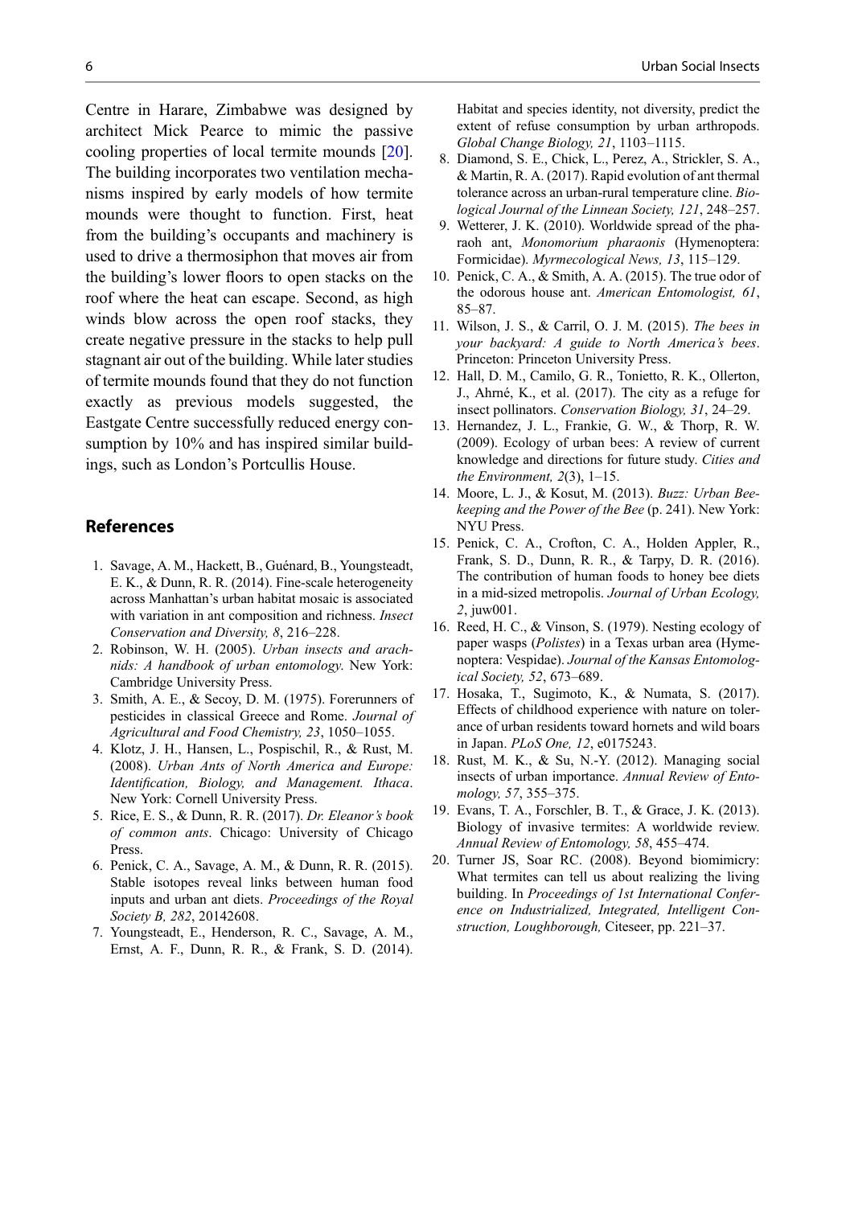Centre in Harare, Zimbabwe was designed by architect Mick Pearce to mimic the passive cooling properties of local termite mounds [20]. The building incorporates two ventilation mechanisms inspired by early models of how termite mounds were thought to function. First, heat from the building's occupants and machinery is used to drive a thermosiphon that moves air from the building's lower floors to open stacks on the roof where the heat can escape. Second, as high winds blow across the open roof stacks, they create negative pressure in the stacks to help pull stagnant air out of the building. While later studies of termite mounds found that they do not function exactly as previous models suggested, the Eastgate Centre successfully reduced energy consumption by 10% and has inspired similar buildings, such as London's Portcullis House.

## References

1. Savage, A. M., Hackett, B., Guénard, B., Youngsteadt, E. K., & Dunn, R. R. (2014). Fine-scale heterogeneity across Manhattan's urban habitat mosaic is associated with variation in ant composition and richness. *Insect Conservation and Diversity, 8*, 216–228.
2. Robinson, W. H. (2005). *Urban insects and arachnids: A handbook of urban entomology*. New York: Cambridge University Press.
3. Smith, A. E., & Secoy, D. M. (1975). Forerunners of pesticides in classical Greece and Rome. *Journal of Agricultural and Food Chemistry, 23*, 1050–1055.
4. Klotz, J. H., Hansen, L., Pospischil, R., & Rust, M. (2008). *Urban Ants of North America and Europe: Identification, Biology, and Management. Ithaca*. New York: Cornell University Press.
5. Rice, E. S., & Dunn, R. R. (2017). *Dr. Eleanor's book of common ants*. Chicago: University of Chicago Press.
6. Penick, C. A., Savage, A. M., & Dunn, R. R. (2015). Stable isotopes reveal links between human food inputs and urban ant diets. *Proceedings of the Royal Society B, 282*, 20142608.
7. Youngsteadt, E., Henderson, R. C., Savage, A. M., Ernst, A. F., Dunn, R. R., & Frank, S. D. (2014). Habitat and species identity, not diversity, predict the extent of refuse consumption by urban arthropods. *Global Change Biology, 21*, 1103–1115.
8. Diamond, S. E., Chick, L., Perez, A., Strickler, S. A., & Martin, R. A. (2017). Rapid evolution of ant thermal tolerance across an urban-rural temperature cline. *Biological Journal of the Linnean Society, 121*, 248–257.
9. Wetterer, J. K. (2010). Worldwide spread of the pharaoh ant, *Monomorium pharaonis* (Hymenoptera: Formicidae). *Myrmecological News, 13*, 115–129.
10. Penick, C. A., & Smith, A. A. (2015). The true odor of the odorous house ant. *American Entomologist, 61*, 85–87.
11. Wilson, J. S., & Carril, O. J. M. (2015). *The bees in your backyard: A guide to North America's bees*. Princeton: Princeton University Press.
12. Hall, D. M., Camilo, G. R., Tonietto, R. K., Ollerton, J., Ahrné, K., et al. (2017). The city as a refuge for insect pollinators. *Conservation Biology, 31*, 24–29.
13. Hernandez, J. L., Frankie, G. W., & Thorp, R. W. (2009). Ecology of urban bees: A review of current knowledge and directions for future study. *Cities and the Environment, 2*(3), 1–15.
14. Moore, L. J., & Kosut, M. (2013). *Buzz: Urban Beekeeping and the Power of the Bee* (p. 241). New York: NYU Press.
15. Penick, C. A., Crofton, C. A., Holden Appler, R., Frank, S. D., Dunn, R. R., & Tarpy, D. R. (2016). The contribution of human foods to honey bee diets in a mid-sized metropolis. *Journal of Urban Ecology, 2*, juw001.
16. Reed, H. C., & Vinson, S. (1979). Nesting ecology of paper wasps (*Polistes*) in a Texas urban area (Hymenoptera: Vespidae). *Journal of the Kansas Entomological Society, 52*, 673–689.
17. Hosaka, T., Sugimoto, K., & Numata, S. (2017). Effects of childhood experience with nature on tolerance of urban residents toward hornets and wild boars in Japan. *PLoS One, 12*, e0175243.
18. Rust, M. K., & Su, N.-Y. (2012). Managing social insects of urban importance. *Annual Review of Entomology, 57*, 355–375.
19. Evans, T. A., Forschler, B. T., & Grace, J. K. (2013). Biology of invasive termites: A worldwide review. *Annual Review of Entomology, 58*, 455–474.
20. Turner JS, Soar RC. (2008). Beyond biomimicry: What termites can tell us about realizing the living building. In *Proceedings of 1st International Conference on Industrialized, Integrated, Intelligent Construction, Loughborough,* Citeseer, pp. 221–37.